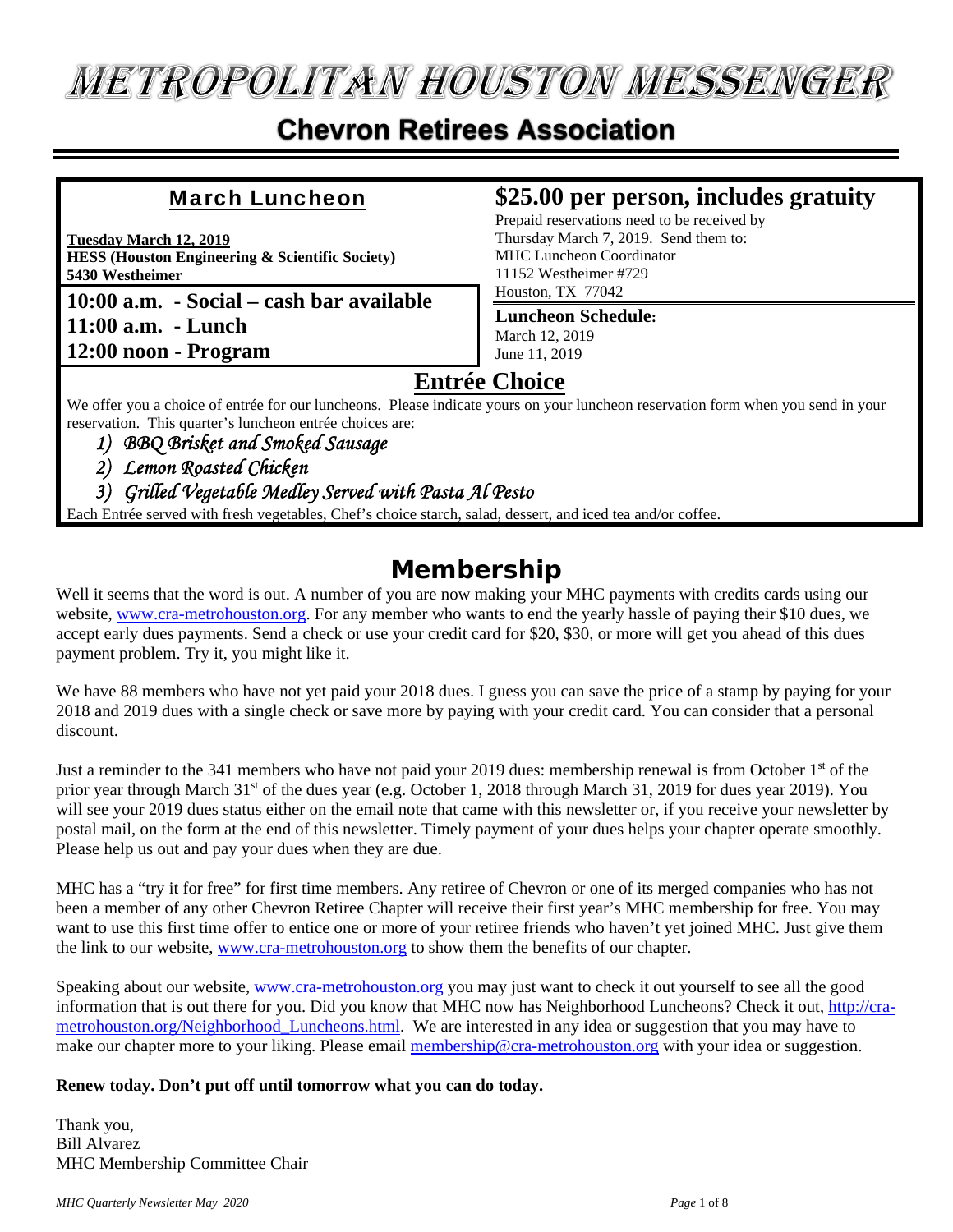# METROPOLITAN HOUSTON MESSENGER

## Chevron Retirees Association

## March Luncheon

**Tuesday March 12, 2019**
**HESS (Houston Engineering & Scientific Society)**
**5430 Westheimer**

**10:00 a.m. - Social – cash bar available**
**11:00 a.m. - Lunch**
**12:00 noon - Program**

**$25.00 per person, includes gratuity**

Prepaid reservations need to be received by Thursday March 7, 2019. Send them to:
MHC Luncheon Coordinator
11152 Westheimer #729
Houston, TX 77042

**Luncheon Schedule:**
March 12, 2019
June 11, 2019

### Entrée Choice

We offer you a choice of entrée for our luncheons. Please indicate yours on your luncheon reservation form when you send in your reservation. This quarter's luncheon entrée choices are:

1) *BBQ Brisket and Smoked Sausage*
2) *Lemon Roasted Chicken*
3) *Grilled Vegetable Medley Served with Pasta Al Pesto*

Each Entrée served with fresh vegetables, Chef's choice starch, salad, dessert, and iced tea and/or coffee.

## Membership

Well it seems that the word is out. A number of you are now making your MHC payments with credits cards using our website, www.cra-metrohouston.org. For any member who wants to end the yearly hassle of paying their $10 dues, we accept early dues payments. Send a check or use your credit card for $20, $30, or more will get you ahead of this dues payment problem. Try it, you might like it.

We have 88 members who have not yet paid your 2018 dues. I guess you can save the price of a stamp by paying for your 2018 and 2019 dues with a single check or save more by paying with your credit card. You can consider that a personal discount.

Just a reminder to the 341 members who have not paid your 2019 dues: membership renewal is from October 1st of the prior year through March 31st of the dues year (e.g. October 1, 2018 through March 31, 2019 for dues year 2019). You will see your 2019 dues status either on the email note that came with this newsletter or, if you receive your newsletter by postal mail, on the form at the end of this newsletter. Timely payment of your dues helps your chapter operate smoothly. Please help us out and pay your dues when they are due.

MHC has a "try it for free" for first time members. Any retiree of Chevron or one of its merged companies who has not been a member of any other Chevron Retiree Chapter will receive their first year's MHC membership for free. You may want to use this first time offer to entice one or more of your retiree friends who haven't yet joined MHC. Just give them the link to our website, www.cra-metrohouston.org to show them the benefits of our chapter.

Speaking about our website, www.cra-metrohouston.org you may just want to check it out yourself to see all the good information that is out there for you. Did you know that MHC now has Neighborhood Luncheons? Check it out, http://cra-metrohouston.org/Neighborhood_Luncheons.html. We are interested in any idea or suggestion that you may have to make our chapter more to your liking. Please email membership@cra-metrohouston.org with your idea or suggestion.

**Renew today. Don't put off until tomorrow what you can do today.**

Thank you,
Bill Alvarez
MHC Membership Committee Chair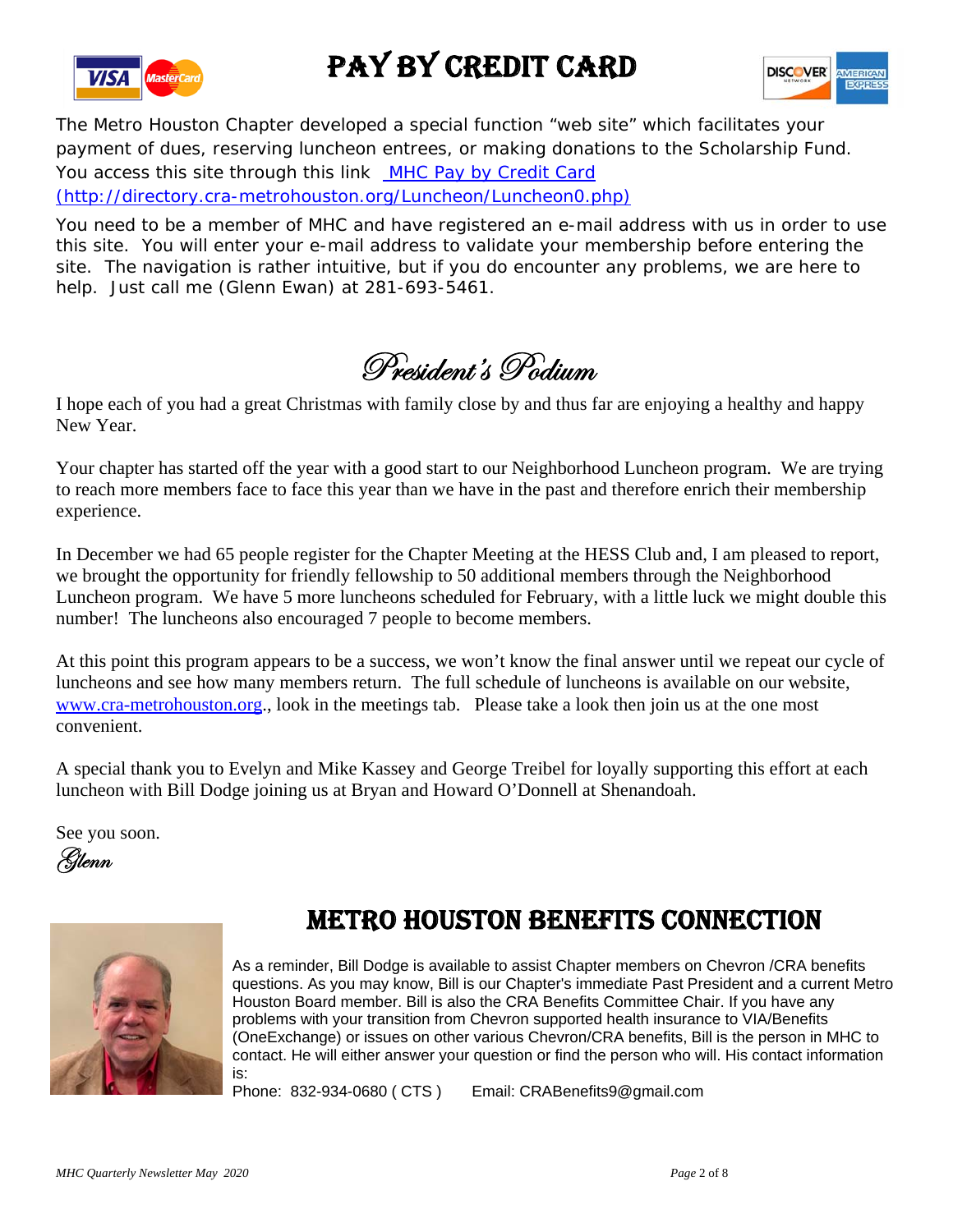# PAY BY CREDIT CARD

The Metro Houston Chapter developed a special function "web site" which facilitates your payment of dues, reserving luncheon entrees, or making donations to the Scholarship Fund. You access this site through this link [MHC Pay by Credit Card (http://directory.cra-metrohouston.org/Luncheon/Luncheon0.php)](http://directory.cra-metrohouston.org/Luncheon/Luncheon0.php)

You need to be a member of MHC and have registered an e-mail address with us in order to use this site. You will enter your e-mail address to validate your membership before entering the site. The navigation is rather intuitive, but if you do encounter any problems, we are here to help. Just call me (Glenn Ewan) at 281-693-5461.

# *President's Podium*

I hope each of you had a great Christmas with family close by and thus far are enjoying a healthy and happy New Year.

Your chapter has started off the year with a good start to our Neighborhood Luncheon program. We are trying to reach more members face to face this year than we have in the past and therefore enrich their membership experience.

In December we had 65 people register for the Chapter Meeting at the HESS Club and, I am pleased to report, we brought the opportunity for friendly fellowship to 50 additional members through the Neighborhood Luncheon program. We have 5 more luncheons scheduled for February, with a little luck we might double this number! The luncheons also encouraged 7 people to become members.

At this point this program appears to be a success, we won't know the final answer until we repeat our cycle of luncheons and see how many members return. The full schedule of luncheons is available on our website, [www.cra-metrohouston.org](http://www.cra-metrohouston.org)., look in the meetings tab. Please take a look then join us at the one most convenient.

A special thank you to Evelyn and Mike Kassey and George Treibel for loyally supporting this effort at each luncheon with Bill Dodge joining us at Bryan and Howard O'Donnell at Shenandoah.

See you soon.

*Glenn*

# METRO HOUSTON BENEFITS CONNECTION

As a reminder, Bill Dodge is available to assist Chapter members on Chevron /CRA benefits questions. As you may know, Bill is our Chapter's immediate Past President and a current Metro Houston Board member. Bill is also the CRA Benefits Committee Chair. If you have any problems with your transition from Chevron supported health insurance to VIA/Benefits (OneExchange) or issues on other various Chevron/CRA benefits, Bill is the person in MHC to contact. He will either answer your question or find the person who will. His contact information is:

Phone: 832-934-0680 ( CTS ) Email: CRABenefits9@gmail.com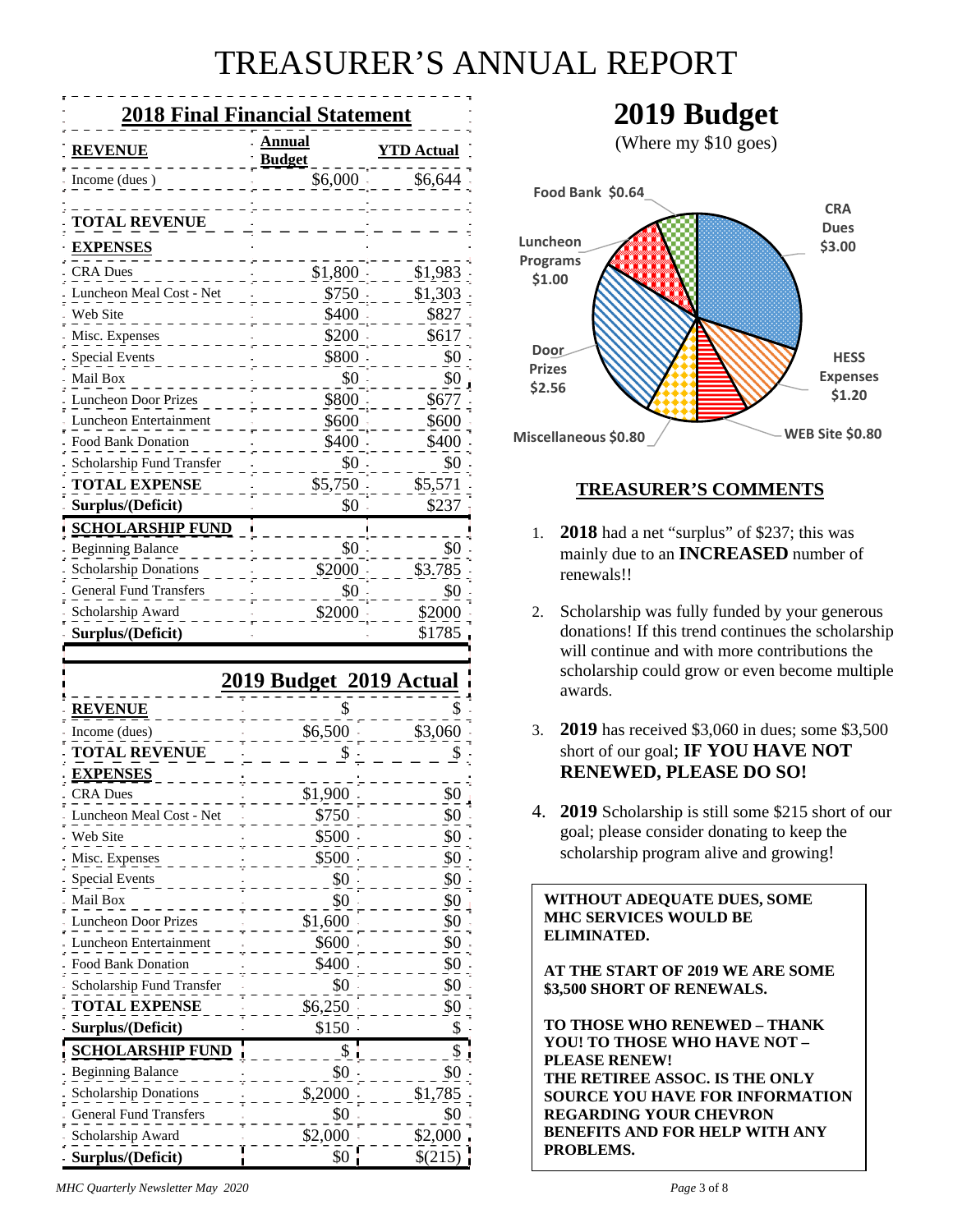# TREASURER'S ANNUAL REPORT

## 2018 Final Financial Statement

| REVENUE | Annual Budget | YTD Actual |
|---|---|---|
| Income (dues ) | $6,000 | $6,644 |
| | | |
| **TOTAL REVENUE** | | |
| **EXPENSES** | | |
| CRA Dues | $1,800 | $1,983 |
| Luncheon Meal Cost - Net | $750 | $1,303 |
| Web Site | $400 | $827 |
| Misc. Expenses | $200 | $617 |
| Special Events | $800 | $0 |
| Mail Box | $0 | $0 |
| Luncheon Door Prizes | $800 | $677 |
| Luncheon Entertainment | $600 | $600 |
| Food Bank Donation | $400 | $400 |
| Scholarship Fund Transfer | $0 | $0 |
| **TOTAL EXPENSE** | $5,750 | $5,571 |
| **Surplus/(Deficit)** | $0 | $237 |
| **SCHOLARSHIP FUND** | | |
| Beginning Balance | $0 | $0 |
| Scholarship Donations | $2000 | $3.785 |
| General Fund Transfers | $0 | $0 |
| Scholarship Award | $2000 | $2000 |
| **Surplus/(Deficit)** | | $1785 |

| | 2019 Budget | 2019 Actual |
|---|---|---|
| **REVENUE** | $ | $ |
| Income (dues) | $6,500 | $3,060 |
| **TOTAL REVENUE** | $ | $ |
| **EXPENSES** | | |
| CRA Dues | $1,900 | $0 |
| Luncheon Meal Cost - Net | $750 | $0 |
| Web Site | $500 | $0 |
| Misc. Expenses | $500 | $0 |
| Special Events | $0 | $0 |
| Mail Box | $0 | $0 |
| Luncheon Door Prizes | $1,600 | $0 |
| Luncheon Entertainment | $600 | $0 |
| Food Bank Donation | $400 | $0 |
| Scholarship Fund Transfer | $0 | $0 |
| **TOTAL EXPENSE** | $6,250 | $0 |
| **Surplus/(Deficit)** | $150 | $ |
| **SCHOLARSHIP FUND** | $ | $ |
| Beginning Balance | $0 | $0 |
| Scholarship Donations | $,2000 | $1,785 |
| General Fund Transfers | $0 | $0 |
| Scholarship Award | $2,000 | $2,000 |
| **Surplus/(Deficit)** | $0 | $(215) |

## 2019 Budget

(Where my $10 goes)

- CRA Dues $3.00
- HESS Expenses $1.20
- WEB Site $0.80
- Miscellaneous $0.80
- Door Prizes $2.56
- Luncheon Programs $1.00
- Food Bank $0.64

## TREASURER'S COMMENTS

1. **2018** had a net "surplus" of $237; this was mainly due to an **INCREASED** number of renewals!!
2. Scholarship was fully funded by your generous donations! If this trend continues the scholarship will continue and with more contributions the scholarship could grow or even become multiple awards.
3. **2019** has received $3,060 in dues; some $3,500 short of our goal; **IF YOU HAVE NOT RENEWED, PLEASE DO SO!**
4. **2019** Scholarship is still some $215 short of our goal; please consider donating to keep the scholarship program alive and growing!

**WITHOUT ADEQUATE DUES, SOME MHC SERVICES WOULD BE ELIMINATED.**

**AT THE START OF 2019 WE ARE SOME $3,500 SHORT OF RENEWALS.**

**TO THOSE WHO RENEWED – THANK YOU! TO THOSE WHO HAVE NOT – PLEASE RENEW!**
**THE RETIREE ASSOC. IS THE ONLY SOURCE YOU HAVE FOR INFORMATION REGARDING YOUR CHEVRON BENEFITS AND FOR HELP WITH ANY PROBLEMS.**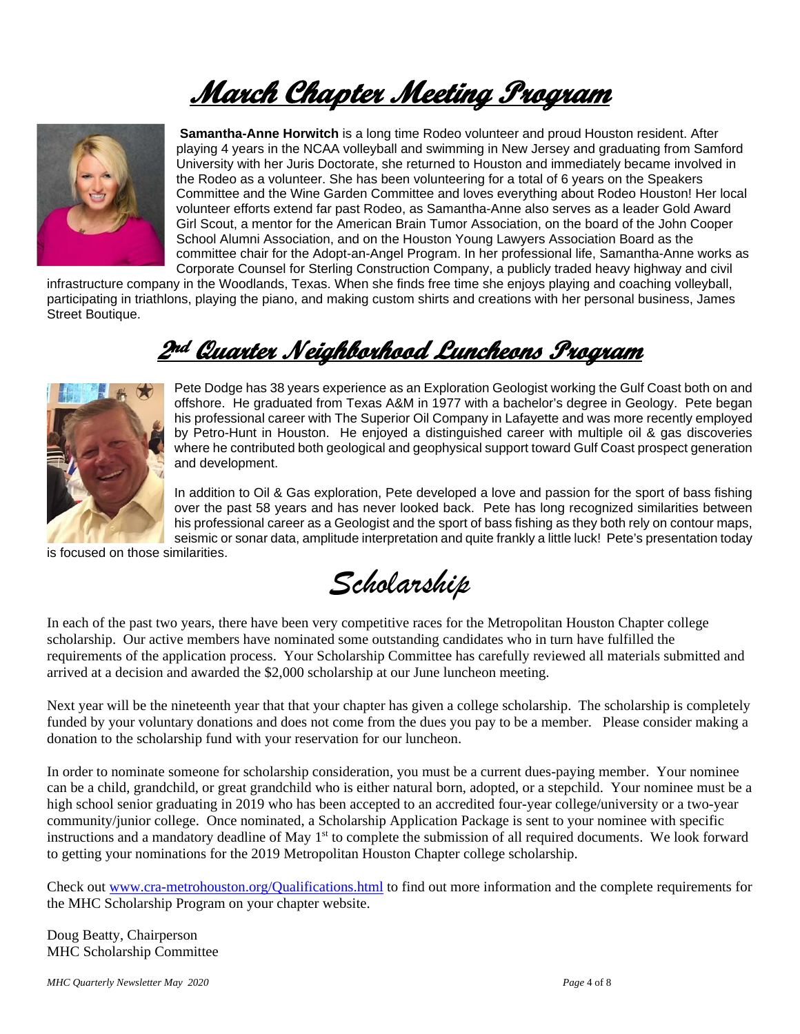# March Chapter Meeting Program

**Samantha-Anne Horwitch** is a long time Rodeo volunteer and proud Houston resident. After playing 4 years in the NCAA volleyball and swimming in New Jersey and graduating from Samford University with her Juris Doctorate, she returned to Houston and immediately became involved in the Rodeo as a volunteer. She has been volunteering for a total of 6 years on the Speakers Committee and the Wine Garden Committee and loves everything about Rodeo Houston! Her local volunteer efforts extend far past Rodeo, as Samantha-Anne also serves as a leader Gold Award Girl Scout, a mentor for the American Brain Tumor Association, on the board of the John Cooper School Alumni Association, and on the Houston Young Lawyers Association Board as the committee chair for the Adopt-an-Angel Program. In her professional life, Samantha-Anne works as Corporate Counsel for Sterling Construction Company, a publicly traded heavy highway and civil infrastructure company in the Woodlands, Texas. When she finds free time she enjoys playing and coaching volleyball, participating in triathlons, playing the piano, and making custom shirts and creations with her personal business, James Street Boutique.

# 2nd Quarter Neighborhood Luncheons Program

Pete Dodge has 38 years experience as an Exploration Geologist working the Gulf Coast both on and offshore. He graduated from Texas A&M in 1977 with a bachelor's degree in Geology. Pete began his professional career with The Superior Oil Company in Lafayette and was more recently employed by Petro-Hunt in Houston. He enjoyed a distinguished career with multiple oil & gas discoveries where he contributed both geological and geophysical support toward Gulf Coast prospect generation and development.

In addition to Oil & Gas exploration, Pete developed a love and passion for the sport of bass fishing over the past 58 years and has never looked back. Pete has long recognized similarities between his professional career as a Geologist and the sport of bass fishing as they both rely on contour maps, seismic or sonar data, amplitude interpretation and quite frankly a little luck! Pete's presentation today is focused on those similarities.

# Scholarship

In each of the past two years, there have been very competitive races for the Metropolitan Houston Chapter college scholarship. Our active members have nominated some outstanding candidates who in turn have fulfilled the requirements of the application process. Your Scholarship Committee has carefully reviewed all materials submitted and arrived at a decision and awarded the $2,000 scholarship at our June luncheon meeting.

Next year will be the nineteenth year that that your chapter has given a college scholarship. The scholarship is completely funded by your voluntary donations and does not come from the dues you pay to be a member. Please consider making a donation to the scholarship fund with your reservation for our luncheon.

In order to nominate someone for scholarship consideration, you must be a current dues-paying member. Your nominee can be a child, grandchild, or great grandchild who is either natural born, adopted, or a stepchild. Your nominee must be a high school senior graduating in 2019 who has been accepted to an accredited four-year college/university or a two-year community/junior college. Once nominated, a Scholarship Application Package is sent to your nominee with specific instructions and a mandatory deadline of May 1st to complete the submission of all required documents. We look forward to getting your nominations for the 2019 Metropolitan Houston Chapter college scholarship.

Check out www.cra-metrohouston.org/Qualifications.html to find out more information and the complete requirements for the MHC Scholarship Program on your chapter website.

Doug Beatty, Chairperson
MHC Scholarship Committee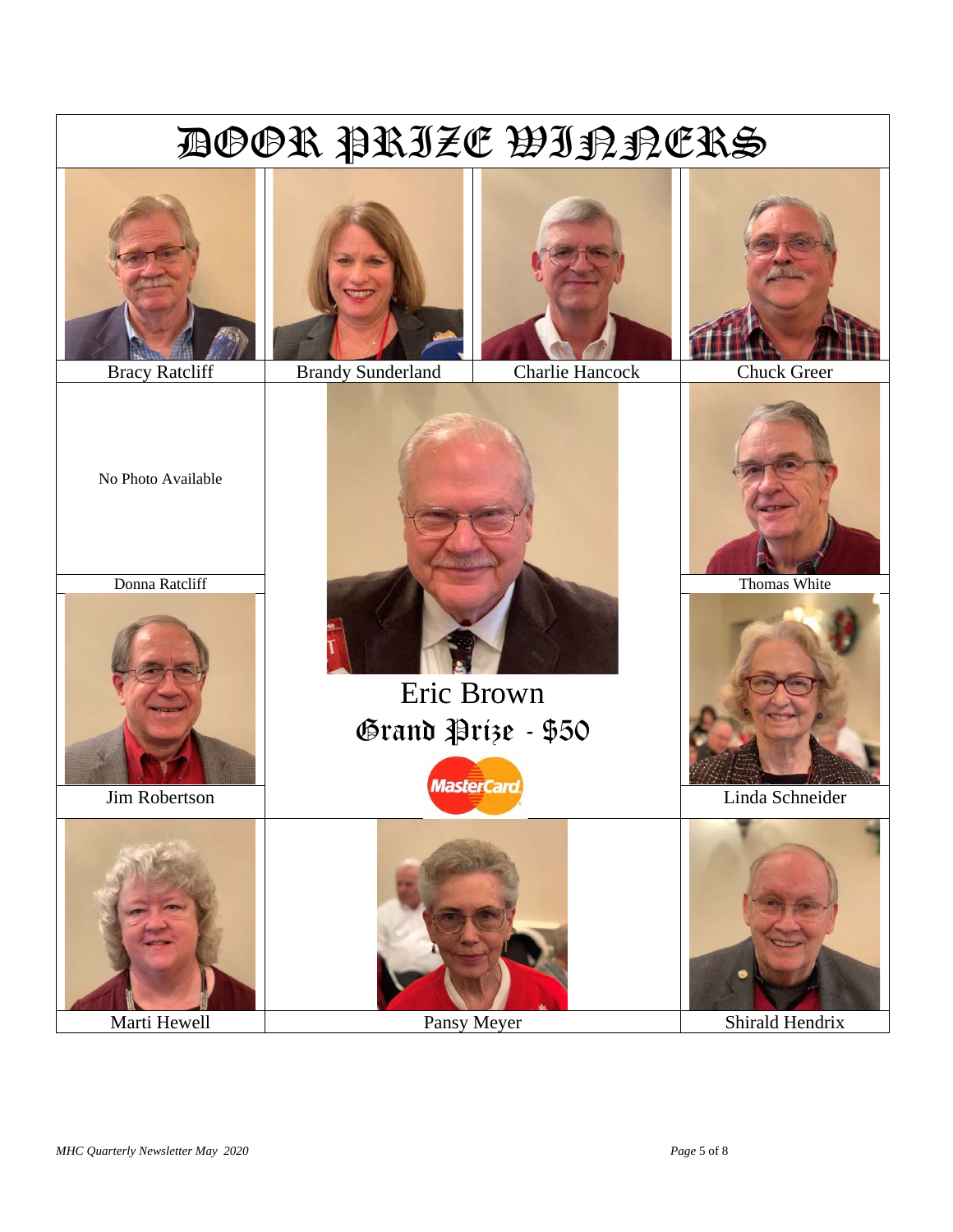# DOOR PRIZE WINNERS

Bracy Ratcliff

Brandy Sunderland

Charlie Hancock

Chuck Greer

No Photo Available

Donna Ratcliff

Eric Brown

Grand Prize - $50

Thomas White

Jim Robertson

Linda Schneider

Marti Hewell

Pansy Meyer

Shirald Hendrix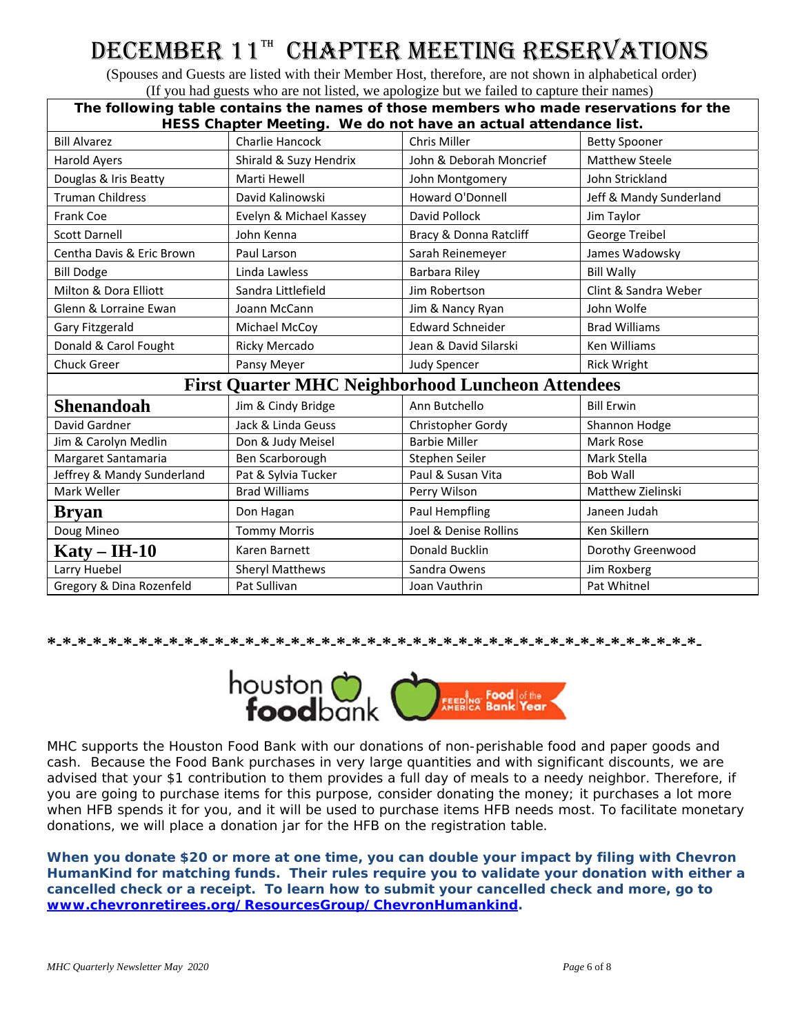# DECEMBER 11TH CHAPTER MEETING RESERVATIONS

(Spouses and Guests are listed with their Member Host, therefore, are not shown in alphabetical order)
(If you had guests who are not listed, we apologize but we failed to capture their names)

| **The following table contains the names of those members who made reservations for the HESS Chapter Meeting. We do not have an actual attendance list.** | | | |
|---|---|---|---|
| Bill Alvarez | Charlie Hancock | Chris Miller | Betty Spooner |
| Harold Ayers | Shirald & Suzy Hendrix | John & Deborah Moncrief | Matthew Steele |
| Douglas & Iris Beatty | Marti Hewell | John Montgomery | John Strickland |
| Truman Childress | David Kalinowski | Howard O'Donnell | Jeff & Mandy Sunderland |
| Frank Coe | Evelyn & Michael Kassey | David Pollock | Jim Taylor |
| Scott Darnell | John Kenna | Bracy & Donna Ratcliff | George Treibel |
| Centha Davis & Eric Brown | Paul Larson | Sarah Reinemeyer | James Wadowsky |
| Bill Dodge | Linda Lawless | Barbara Riley | Bill Wally |
| Milton & Dora Elliott | Sandra Littlefield | Jim Robertson | Clint & Sandra Weber |
| Glenn & Lorraine Ewan | Joann McCann | Jim & Nancy Ryan | John Wolfe |
| Gary Fitzgerald | Michael McCoy | Edward Schneider | Brad Williams |
| Donald & Carol Fought | Ricky Mercado | Jean & David Silarski | Ken Williams |
| Chuck Greer | Pansy Meyer | Judy Spencer | Rick Wright |

## First Quarter MHC Neighborhood Luncheon Attendees

| | | | |
|---|---|---|---|
| **Shenandoah** | Jim & Cindy Bridge | Ann Butchello | Bill Erwin |
| David Gardner | Jack & Linda Geuss | Christopher Gordy | Shannon Hodge |
| Jim & Carolyn Medlin | Don & Judy Meisel | Barbie Miller | Mark Rose |
| Margaret Santamaria | Ben Scarborough | Stephen Seiler | Mark Stella |
| Jeffrey & Mandy Sunderland | Pat & Sylvia Tucker | Paul & Susan Vita | Bob Wall |
| Mark Weller | Brad Williams | Perry Wilson | Matthew Zielinski |
| **Bryan** | Don Hagan | Paul Hempfling | Janeen Judah |
| Doug Mineo | Tommy Morris | Joel & Denise Rollins | Ken Skillern |
| **Katy – IH-10** | Karen Barnett | Donald Bucklin | Dorothy Greenwood |
| Larry Huebel | Sheryl Matthews | Sandra Owens | Jim Roxberg |
| Gregory & Dina Rozenfeld | Pat Sullivan | Joan Vauthrin | Pat Whitnel |

*-*-*-*-*-*-*-*-*-*-*-*-*-*-*-*-*-*-*-*-*-*-*-*-*-*-*-*-*-*-*-*-*-*-*-*-*-*-*-*-*-*-*-*-*-*-

houston foodbank — Feeding America Food Bank of the Year

MHC supports the Houston Food Bank with our donations of non-perishable food and paper goods and cash. Because the Food Bank purchases in very large quantities and with significant discounts, we are advised that your $1 contribution to them provides a full day of meals to a needy neighbor. Therefore, if you are going to purchase items for this purpose, consider donating the money; it purchases a lot more when HFB spends it for you, and it will be used to purchase items HFB needs most. To facilitate monetary donations, we will place a donation jar for the HFB on the registration table.

**When you donate $20 or more at one time, you can double your impact by filing with Chevron HumanKind for matching funds. Their rules require you to validate your donation with either a cancelled check or a receipt. To learn how to submit your cancelled check and more, go to www.chevronretirees.org/ResourcesGroup/ChevronHumankind.**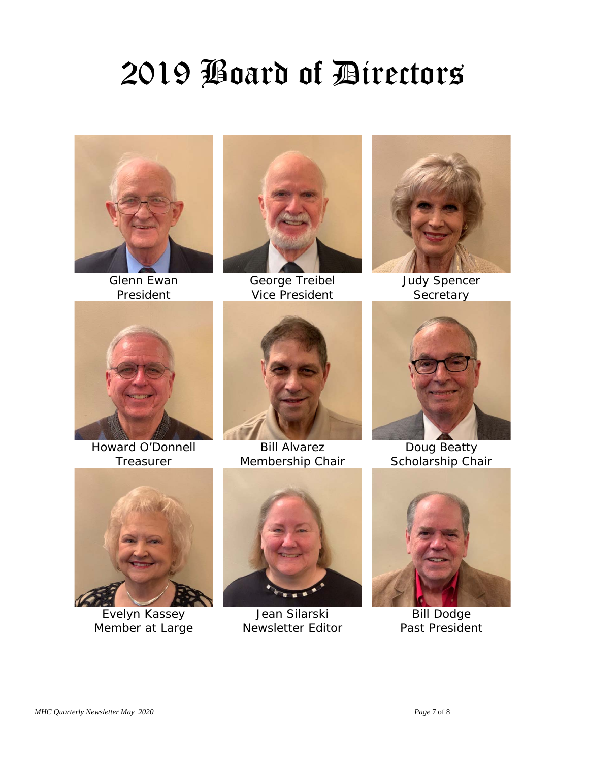# 2019 Board of Directors

Glenn Ewan
President

George Treibel
Vice President

Judy Spencer
Secretary

Howard O'Donnell
Treasurer

Bill Alvarez
Membership Chair

Doug Beatty
Scholarship Chair

Evelyn Kassey
Member at Large

Jean Silarski
Newsletter Editor

Bill Dodge
Past President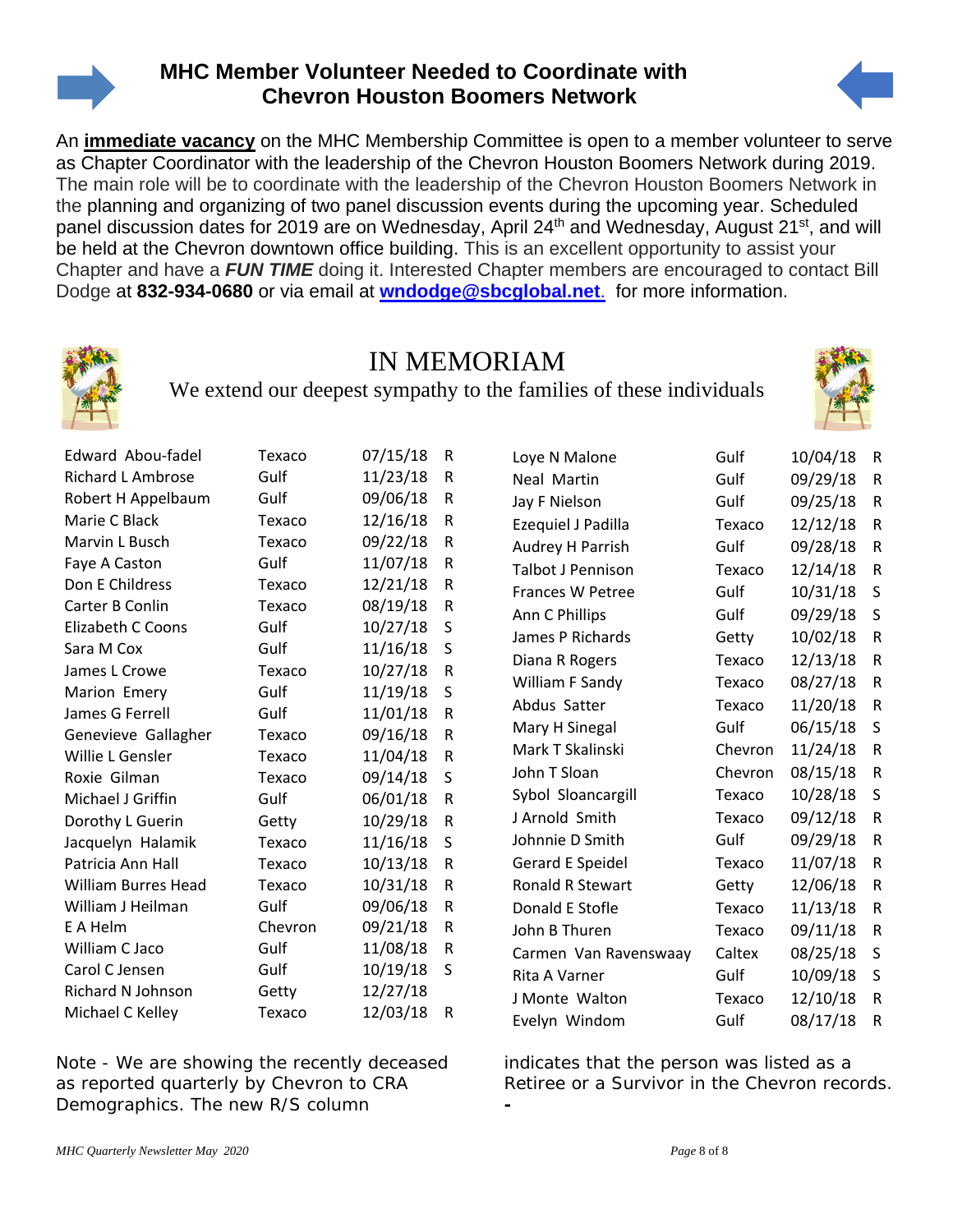## MHC Member Volunteer Needed to Coordinate with Chevron Houston Boomers Network

An **immediate vacancy** on the MHC Membership Committee is open to a member volunteer to serve as Chapter Coordinator with the leadership of the Chevron Houston Boomers Network during 2019. The main role will be to coordinate with the leadership of the Chevron Houston Boomers Network in the planning and organizing of two panel discussion events during the upcoming year. Scheduled panel discussion dates for 2019 are on Wednesday, April 24th and Wednesday, August 21st, and will be held at the Chevron downtown office building. This is an excellent opportunity to assist your Chapter and have a ***FUN TIME*** doing it. Interested Chapter members are encouraged to contact Bill Dodge at **832-934-0680** or via email at **wndodge@sbcglobal.net**. for more information.

## IN MEMORIAM

We extend our deepest sympathy to the families of these individuals

| | | | |
|---|---|---|---|
| Edward Abou-fadel | Texaco | 07/15/18 | R |
| Richard L Ambrose | Gulf | 11/23/18 | R |
| Robert H Appelbaum | Gulf | 09/06/18 | R |
| Marie C Black | Texaco | 12/16/18 | R |
| Marvin L Busch | Texaco | 09/22/18 | R |
| Faye A Caston | Gulf | 11/07/18 | R |
| Don E Childress | Texaco | 12/21/18 | R |
| Carter B Conlin | Texaco | 08/19/18 | R |
| Elizabeth C Coons | Gulf | 10/27/18 | S |
| Sara M Cox | Gulf | 11/16/18 | S |
| James L Crowe | Texaco | 10/27/18 | R |
| Marion Emery | Gulf | 11/19/18 | S |
| James G Ferrell | Gulf | 11/01/18 | R |
| Genevieve Gallagher | Texaco | 09/16/18 | R |
| Willie L Gensler | Texaco | 11/04/18 | R |
| Roxie Gilman | Texaco | 09/14/18 | S |
| Michael J Griffin | Gulf | 06/01/18 | R |
| Dorothy L Guerin | Getty | 10/29/18 | R |
| Jacquelyn Halamik | Texaco | 11/16/18 | S |
| Patricia Ann Hall | Texaco | 10/13/18 | R |
| William Burres Head | Texaco | 10/31/18 | R |
| William J Heilman | Gulf | 09/06/18 | R |
| E A Helm | Chevron | 09/21/18 | R |
| William C Jaco | Gulf | 11/08/18 | R |
| Carol C Jensen | Gulf | 10/19/18 | S |
| Richard N Johnson | Getty | 12/27/18 | |
| Michael C Kelley | Texaco | 12/03/18 | R |
| Loye N Malone | Gulf | 10/04/18 | R |
| Neal Martin | Gulf | 09/29/18 | R |
| Jay F Nielson | Gulf | 09/25/18 | R |
| Ezequiel J Padilla | Texaco | 12/12/18 | R |
| Audrey H Parrish | Gulf | 09/28/18 | R |
| Talbot J Pennison | Texaco | 12/14/18 | R |
| Frances W Petree | Gulf | 10/31/18 | S |
| Ann C Phillips | Gulf | 09/29/18 | S |
| James P Richards | Getty | 10/02/18 | R |
| Diana R Rogers | Texaco | 12/13/18 | R |
| William F Sandy | Texaco | 08/27/18 | R |
| Abdus Satter | Texaco | 11/20/18 | R |
| Mary H Sinegal | Gulf | 06/15/18 | S |
| Mark T Skalinski | Chevron | 11/24/18 | R |
| John T Sloan | Chevron | 08/15/18 | R |
| Sybol Sloancargill | Texaco | 10/28/18 | S |
| J Arnold Smith | Texaco | 09/12/18 | R |
| Johnnie D Smith | Gulf | 09/29/18 | R |
| Gerard E Speidel | Texaco | 11/07/18 | R |
| Ronald R Stewart | Getty | 12/06/18 | R |
| Donald E Stofle | Texaco | 11/13/18 | R |
| John B Thuren | Texaco | 09/11/18 | R |
| Carmen Van Ravenswaay | Caltex | 08/25/18 | S |
| Rita A Varner | Gulf | 10/09/18 | S |
| J Monte Walton | Texaco | 12/10/18 | R |
| Evelyn Windom | Gulf | 08/17/18 | R |

Note - We are showing the recently deceased as reported quarterly by Chevron to CRA Demographics. The new R/S column indicates that the person was listed as a Retiree or a Survivor in the Chevron records.